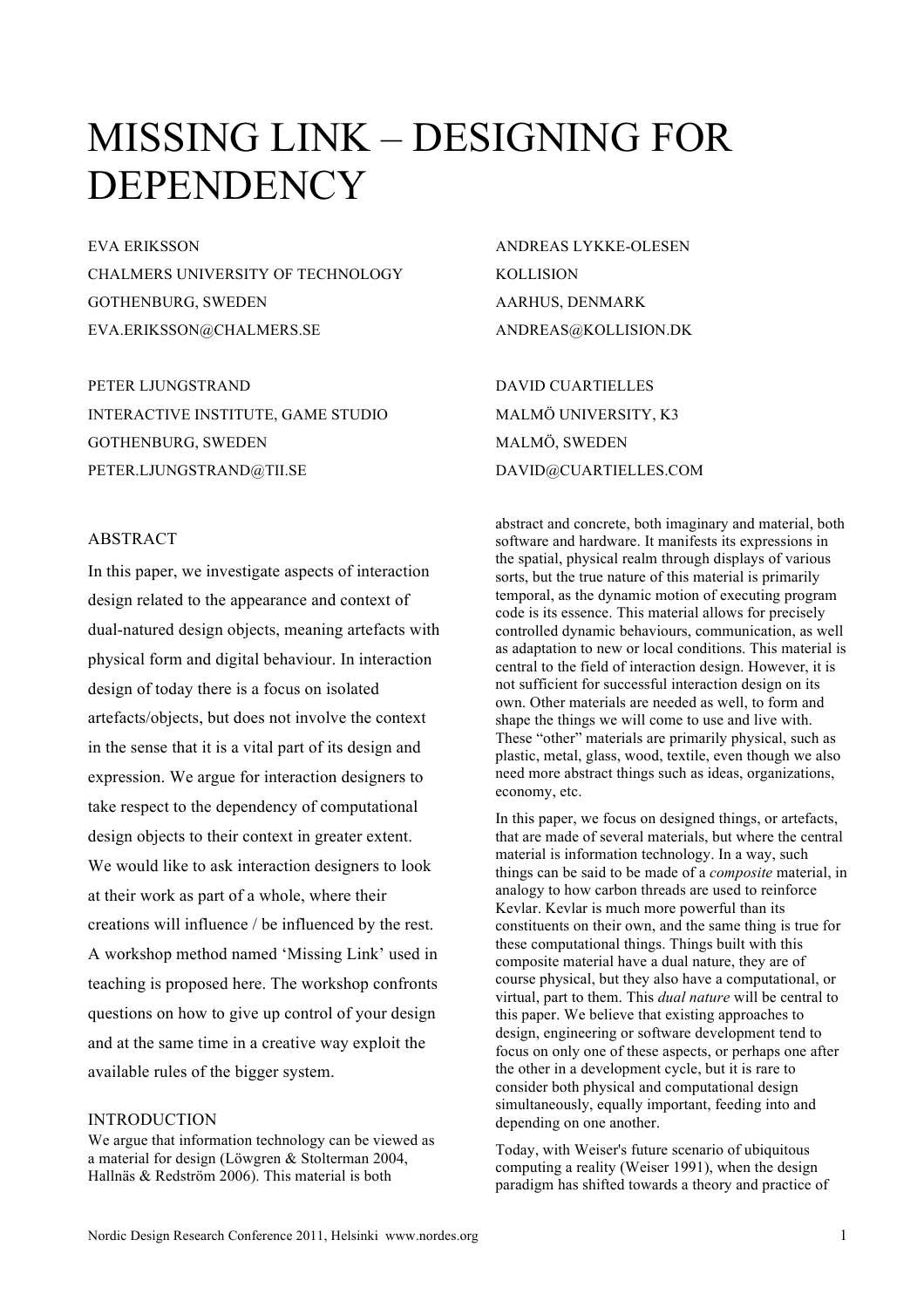# MISSING LINK – DESIGNING FOR DEPENDENCY

EVA ERIKSSON
CHALMERS UNIVERSITY OF TECHNOLOGY
GOTHENBURG, SWEDEN
EVA.ERIKSSON@CHALMERS.SE

ANDREAS LYKKE-OLESEN
KOLLISION
AARHUS, DENMARK
ANDREAS@KOLLISION.DK

PETER LJUNGSTRAND
INTERACTIVE INSTITUTE, GAME STUDIO
GOTHENBURG, SWEDEN
PETER.LJUNGSTRAND@TII.SE

DAVID CUARTIELLES
MALMÖ UNIVERSITY, K3
MALMÖ, SWEDEN
DAVID@CUARTIELLES.COM

## ABSTRACT

In this paper, we investigate aspects of interaction design related to the appearance and context of dual-natured design objects, meaning artefacts with physical form and digital behaviour. In interaction design of today there is a focus on isolated artefacts/objects, but does not involve the context in the sense that it is a vital part of its design and expression. We argue for interaction designers to take respect to the dependency of computational design objects to their context in greater extent. We would like to ask interaction designers to look at their work as part of a whole, where their creations will influence / be influenced by the rest. A workshop method named 'Missing Link' used in teaching is proposed here. The workshop confronts questions on how to give up control of your design and at the same time in a creative way exploit the available rules of the bigger system.

## INTRODUCTION

We argue that information technology can be viewed as a material for design (Löwgren & Stolterman 2004, Hallnäs & Redström 2006). This material is both abstract and concrete, both imaginary and material, both software and hardware. It manifests its expressions in the spatial, physical realm through displays of various sorts, but the true nature of this material is primarily temporal, as the dynamic motion of executing program code is its essence. This material allows for precisely controlled dynamic behaviours, communication, as well as adaptation to new or local conditions. This material is central to the field of interaction design. However, it is not sufficient for successful interaction design on its own. Other materials are needed as well, to form and shape the things we will come to use and live with. These "other" materials are primarily physical, such as plastic, metal, glass, wood, textile, even though we also need more abstract things such as ideas, organizations, economy, etc.

In this paper, we focus on designed things, or artefacts, that are made of several materials, but where the central material is information technology. In a way, such things can be said to be made of a *composite* material, in analogy to how carbon threads are used to reinforce Kevlar. Kevlar is much more powerful than its constituents on their own, and the same thing is true for these computational things. Things built with this composite material have a dual nature, they are of course physical, but they also have a computational, or virtual, part to them. This *dual nature* will be central to this paper. We believe that existing approaches to design, engineering or software development tend to focus on only one of these aspects, or perhaps one after the other in a development cycle, but it is rare to consider both physical and computational design simultaneously, equally important, feeding into and depending on one another.

Today, with Weiser's future scenario of ubiquitous computing a reality (Weiser 1991), when the design paradigm has shifted towards a theory and practice of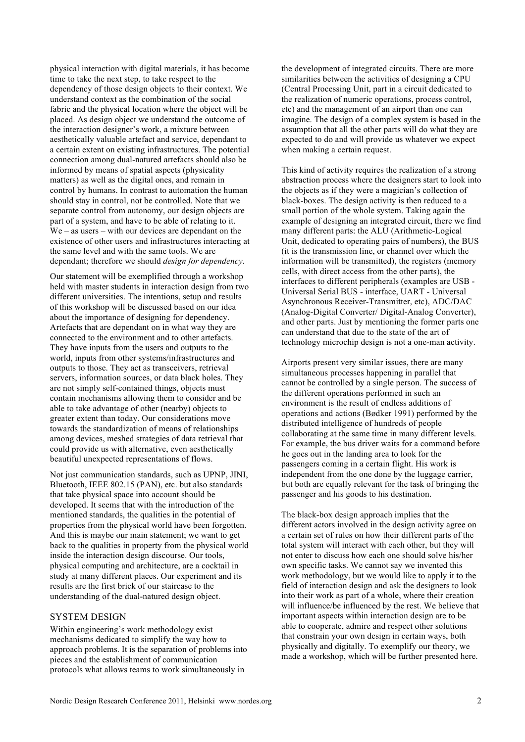physical interaction with digital materials, it has become time to take the next step, to take respect to the dependency of those design objects to their context. We understand context as the combination of the social fabric and the physical location where the object will be placed. As design object we understand the outcome of the interaction designer's work, a mixture between aesthetically valuable artefact and service, dependant to a certain extent on existing infrastructures. The potential connection among dual-natured artefacts should also be informed by means of spatial aspects (physicality matters) as well as the digital ones, and remain in control by humans. In contrast to automation the human should stay in control, not be controlled. Note that we separate control from autonomy, our design objects are part of a system, and have to be able of relating to it. We – as users – with our devices are dependant on the existence of other users and infrastructures interacting at the same level and with the same tools. We are dependant; therefore we should *design for dependency*.

Our statement will be exemplified through a workshop held with master students in interaction design from two different universities. The intentions, setup and results of this workshop will be discussed based on our idea about the importance of designing for dependency. Artefacts that are dependant on in what way they are connected to the environment and to other artefacts. They have inputs from the users and outputs to the world, inputs from other systems/infrastructures and outputs to those. They act as transceivers, retrieval servers, information sources, or data black holes. They are not simply self-contained things, objects must contain mechanisms allowing them to consider and be able to take advantage of other (nearby) objects to greater extent than today. Our considerations move towards the standardization of means of relationships among devices, meshed strategies of data retrieval that could provide us with alternative, even aesthetically beautiful unexpected representations of flows.

Not just communication standards, such as UPNP, JINI, Bluetooth, IEEE 802.15 (PAN), etc. but also standards that take physical space into account should be developed. It seems that with the introduction of the mentioned standards, the qualities in the potential of properties from the physical world have been forgotten. And this is maybe our main statement; we want to get back to the qualities in property from the physical world inside the interaction design discourse. Our tools, physical computing and architecture, are a cocktail in study at many different places. Our experiment and its results are the first brick of our staircase to the understanding of the dual-natured design object.

## SYSTEM DESIGN

Within engineering's work methodology exist mechanisms dedicated to simplify the way how to approach problems. It is the separation of problems into pieces and the establishment of communication protocols what allows teams to work simultaneously in the development of integrated circuits. There are more similarities between the activities of designing a CPU (Central Processing Unit, part in a circuit dedicated to the realization of numeric operations, process control, etc) and the management of an airport than one can imagine. The design of a complex system is based in the assumption that all the other parts will do what they are expected to do and will provide us whatever we expect when making a certain request.

This kind of activity requires the realization of a strong abstraction process where the designers start to look into the objects as if they were a magician's collection of black-boxes. The design activity is then reduced to a small portion of the whole system. Taking again the example of designing an integrated circuit, there we find many different parts: the ALU (Arithmetic-Logical Unit, dedicated to operating pairs of numbers), the BUS (it is the transmission line, or channel over which the information will be transmitted), the registers (memory cells, with direct access from the other parts), the interfaces to different peripherals (examples are USB - Universal Serial BUS - interface, UART - Universal Asynchronous Receiver-Transmitter, etc), ADC/DAC (Analog-Digital Converter/ Digital-Analog Converter), and other parts. Just by mentioning the former parts one can understand that due to the state of the art of technology microchip design is not a one-man activity.

Airports present very similar issues, there are many simultaneous processes happening in parallel that cannot be controlled by a single person. The success of the different operations performed in such an environment is the result of endless additions of operations and actions (Bødker 1991) performed by the distributed intelligence of hundreds of people collaborating at the same time in many different levels. For example, the bus driver waits for a command before he goes out in the landing area to look for the passengers coming in a certain flight. His work is independent from the one done by the luggage carrier, but both are equally relevant for the task of bringing the passenger and his goods to his destination.

The black-box design approach implies that the different actors involved in the design activity agree on a certain set of rules on how their different parts of the total system will interact with each other, but they will not enter to discuss how each one should solve his/her own specific tasks. We cannot say we invented this work methodology, but we would like to apply it to the field of interaction design and ask the designers to look into their work as part of a whole, where their creation will influence/be influenced by the rest. We believe that important aspects within interaction design are to be able to cooperate, admire and respect other solutions that constrain your own design in certain ways, both physically and digitally. To exemplify our theory, we made a workshop, which will be further presented here.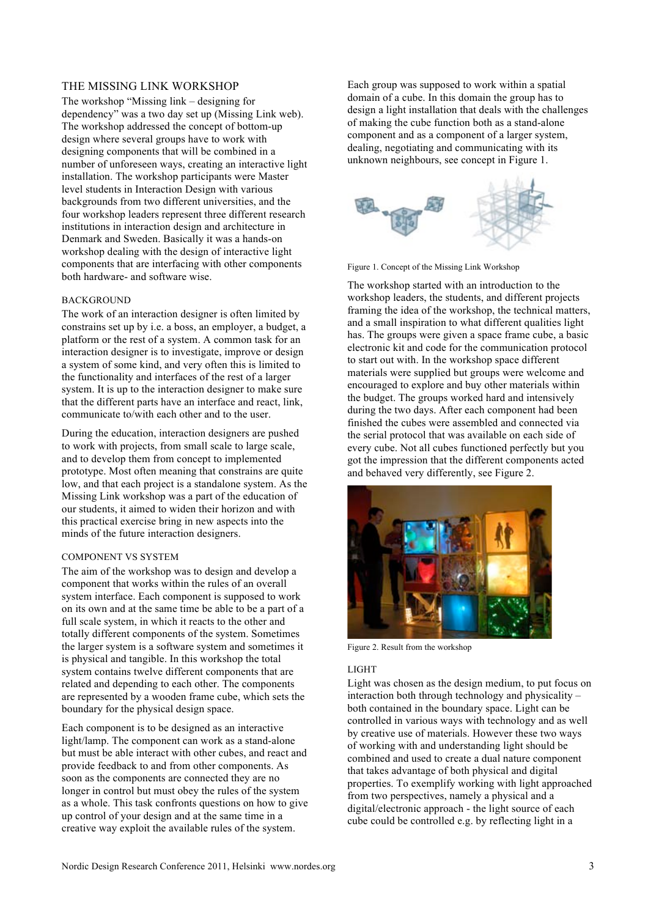## THE MISSING LINK WORKSHOP

The workshop "Missing link – designing for dependency" was a two day set up (Missing Link web). The workshop addressed the concept of bottom-up design where several groups have to work with designing components that will be combined in a number of unforeseen ways, creating an interactive light installation. The workshop participants were Master level students in Interaction Design with various backgrounds from two different universities, and the four workshop leaders represent three different research institutions in interaction design and architecture in Denmark and Sweden. Basically it was a hands-on workshop dealing with the design of interactive light components that are interfacing with other components both hardware- and software wise.

### BACKGROUND

The work of an interaction designer is often limited by constrains set up by i.e. a boss, an employer, a budget, a platform or the rest of a system. A common task for an interaction designer is to investigate, improve or design a system of some kind, and very often this is limited to the functionality and interfaces of the rest of a larger system. It is up to the interaction designer to make sure that the different parts have an interface and react, link, communicate to/with each other and to the user.

During the education, interaction designers are pushed to work with projects, from small scale to large scale, and to develop them from concept to implemented prototype. Most often meaning that constrains are quite low, and that each project is a standalone system. As the Missing Link workshop was a part of the education of our students, it aimed to widen their horizon and with this practical exercise bring in new aspects into the minds of the future interaction designers.

### COMPONENT VS SYSTEM

The aim of the workshop was to design and develop a component that works within the rules of an overall system interface. Each component is supposed to work on its own and at the same time be able to be a part of a full scale system, in which it reacts to the other and totally different components of the system. Sometimes the larger system is a software system and sometimes it is physical and tangible. In this workshop the total system contains twelve different components that are related and depending to each other. The components are represented by a wooden frame cube, which sets the boundary for the physical design space.

Each component is to be designed as an interactive light/lamp. The component can work as a stand-alone but must be able interact with other cubes, and react and provide feedback to and from other components. As soon as the components are connected they are no longer in control but must obey the rules of the system as a whole. This task confronts questions on how to give up control of your design and at the same time in a creative way exploit the available rules of the system.

Each group was supposed to work within a spatial domain of a cube. In this domain the group has to design a light installation that deals with the challenges of making the cube function both as a stand-alone component and as a component of a larger system, dealing, negotiating and communicating with its unknown neighbours, see concept in Figure 1.

Figure 1. Concept of the Missing Link Workshop

The workshop started with an introduction to the workshop leaders, the students, and different projects framing the idea of the workshop, the technical matters, and a small inspiration to what different qualities light has. The groups were given a space frame cube, a basic electronic kit and code for the communication protocol to start out with. In the workshop space different materials were supplied but groups were welcome and encouraged to explore and buy other materials within the budget. The groups worked hard and intensively during the two days. After each component had been finished the cubes were assembled and connected via the serial protocol that was available on each side of every cube. Not all cubes functioned perfectly but you got the impression that the different components acted and behaved very differently, see Figure 2.

Figure 2. Result from the workshop

### LIGHT

Light was chosen as the design medium, to put focus on interaction both through technology and physicality – both contained in the boundary space. Light can be controlled in various ways with technology and as well by creative use of materials. However these two ways of working with and understanding light should be combined and used to create a dual nature component that takes advantage of both physical and digital properties. To exemplify working with light approached from two perspectives, namely a physical and a digital/electronic approach - the light source of each cube could be controlled e.g. by reflecting light in a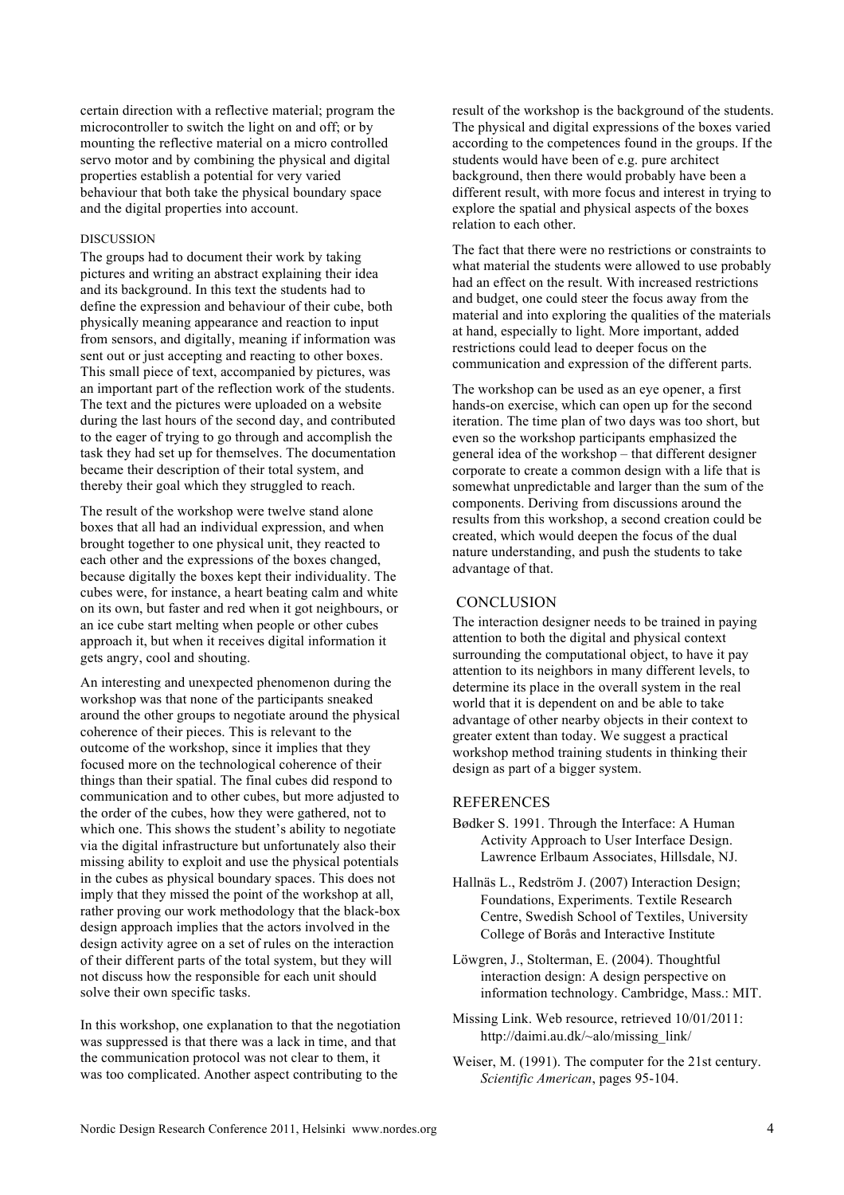certain direction with a reflective material; program the microcontroller to switch the light on and off; or by mounting the reflective material on a micro controlled servo motor and by combining the physical and digital properties establish a potential for very varied behaviour that both take the physical boundary space and the digital properties into account.

## DISCUSSION

The groups had to document their work by taking pictures and writing an abstract explaining their idea and its background. In this text the students had to define the expression and behaviour of their cube, both physically meaning appearance and reaction to input from sensors, and digitally, meaning if information was sent out or just accepting and reacting to other boxes. This small piece of text, accompanied by pictures, was an important part of the reflection work of the students. The text and the pictures were uploaded on a website during the last hours of the second day, and contributed to the eager of trying to go through and accomplish the task they had set up for themselves. The documentation became their description of their total system, and thereby their goal which they struggled to reach.

The result of the workshop were twelve stand alone boxes that all had an individual expression, and when brought together to one physical unit, they reacted to each other and the expressions of the boxes changed, because digitally the boxes kept their individuality. The cubes were, for instance, a heart beating calm and white on its own, but faster and red when it got neighbours, or an ice cube start melting when people or other cubes approach it, but when it receives digital information it gets angry, cool and shouting.

An interesting and unexpected phenomenon during the workshop was that none of the participants sneaked around the other groups to negotiate around the physical coherence of their pieces. This is relevant to the outcome of the workshop, since it implies that they focused more on the technological coherence of their things than their spatial. The final cubes did respond to communication and to other cubes, but more adjusted to the order of the cubes, how they were gathered, not to which one. This shows the student's ability to negotiate via the digital infrastructure but unfortunately also their missing ability to exploit and use the physical potentials in the cubes as physical boundary spaces. This does not imply that they missed the point of the workshop at all, rather proving our work methodology that the black-box design approach implies that the actors involved in the design activity agree on a set of rules on the interaction of their different parts of the total system, but they will not discuss how the responsible for each unit should solve their own specific tasks.

In this workshop, one explanation to that the negotiation was suppressed is that there was a lack in time, and that the communication protocol was not clear to them, it was too complicated. Another aspect contributing to the result of the workshop is the background of the students. The physical and digital expressions of the boxes varied according to the competences found in the groups. If the students would have been of e.g. pure architect background, then there would probably have been a different result, with more focus and interest in trying to explore the spatial and physical aspects of the boxes relation to each other.

The fact that there were no restrictions or constraints to what material the students were allowed to use probably had an effect on the result. With increased restrictions and budget, one could steer the focus away from the material and into exploring the qualities of the materials at hand, especially to light. More important, added restrictions could lead to deeper focus on the communication and expression of the different parts.

The workshop can be used as an eye opener, a first hands-on exercise, which can open up for the second iteration. The time plan of two days was too short, but even so the workshop participants emphasized the general idea of the workshop – that different designer corporate to create a common design with a life that is somewhat unpredictable and larger than the sum of the components. Deriving from discussions around the results from this workshop, a second creation could be created, which would deepen the focus of the dual nature understanding, and push the students to take advantage of that.

## CONCLUSION

The interaction designer needs to be trained in paying attention to both the digital and physical context surrounding the computational object, to have it pay attention to its neighbors in many different levels, to determine its place in the overall system in the real world that it is dependent on and be able to take advantage of other nearby objects in their context to greater extent than today. We suggest a practical workshop method training students in thinking their design as part of a bigger system.

## REFERENCES

Bødker S. 1991. Through the Interface: A Human Activity Approach to User Interface Design. Lawrence Erlbaum Associates, Hillsdale, NJ.

Hallnäs L., Redström J. (2007) Interaction Design; Foundations, Experiments. Textile Research Centre, Swedish School of Textiles, University College of Borås and Interactive Institute

Löwgren, J., Stolterman, E. (2004). Thoughtful interaction design: A design perspective on information technology. Cambridge, Mass.: MIT.

Missing Link. Web resource, retrieved 10/01/2011: http://daimi.au.dk/~alo/missing_link/

Weiser, M. (1991). The computer for the 21st century. *Scientific American*, pages 95-104.